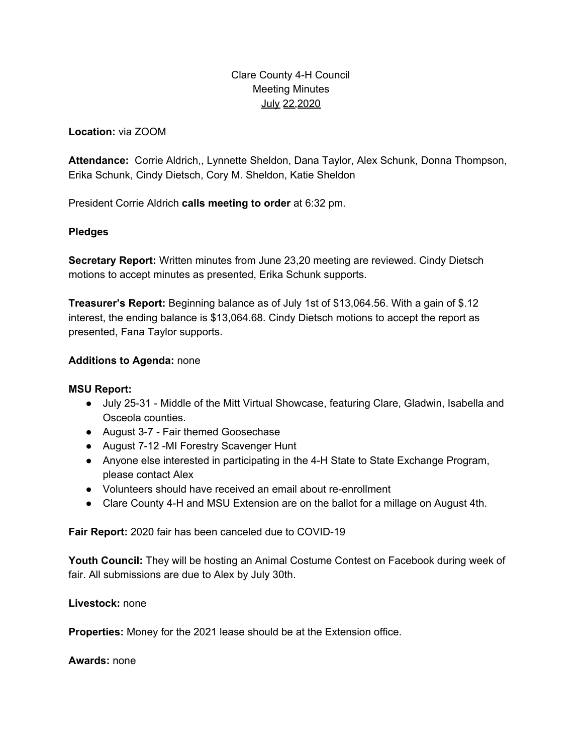Clare County 4-H Council
Meeting Minutes
July 22,2020

**Location:** via ZOOM

**Attendance:** Corrie Aldrich,, Lynnette Sheldon, Dana Taylor, Alex Schunk, Donna Thompson, Erika Schunk, Cindy Dietsch, Cory M. Sheldon, Katie Sheldon

President Corrie Aldrich **calls meeting to order** at 6:32 pm.

**Pledges**

**Secretary Report:** Written minutes from June 23,20 meeting are reviewed. Cindy Dietsch motions to accept minutes as presented, Erika Schunk supports.

**Treasurer's Report:** Beginning balance as of July 1st of $13,064.56. With a gain of $.12 interest, the ending balance is $13,064.68. Cindy Dietsch motions to accept the report as presented, Fana Taylor supports.

**Additions to Agenda:** none

**MSU Report:**

- July 25-31 - Middle of the Mitt Virtual Showcase, featuring Clare, Gladwin, Isabella and Osceola counties.
- August 3-7 - Fair themed Goosechase
- August 7-12 -MI Forestry Scavenger Hunt
- Anyone else interested in participating in the 4-H State to State Exchange Program, please contact Alex
- Volunteers should have received an email about re-enrollment
- Clare County 4-H and MSU Extension are on the ballot for a millage on August 4th.

**Fair Report:** 2020 fair has been canceled due to COVID-19

**Youth Council:** They will be hosting an Animal Costume Contest on Facebook during week of fair. All submissions are due to Alex by July 30th.

**Livestock:** none

**Properties:** Money for the 2021 lease should be at the Extension office.

**Awards:** none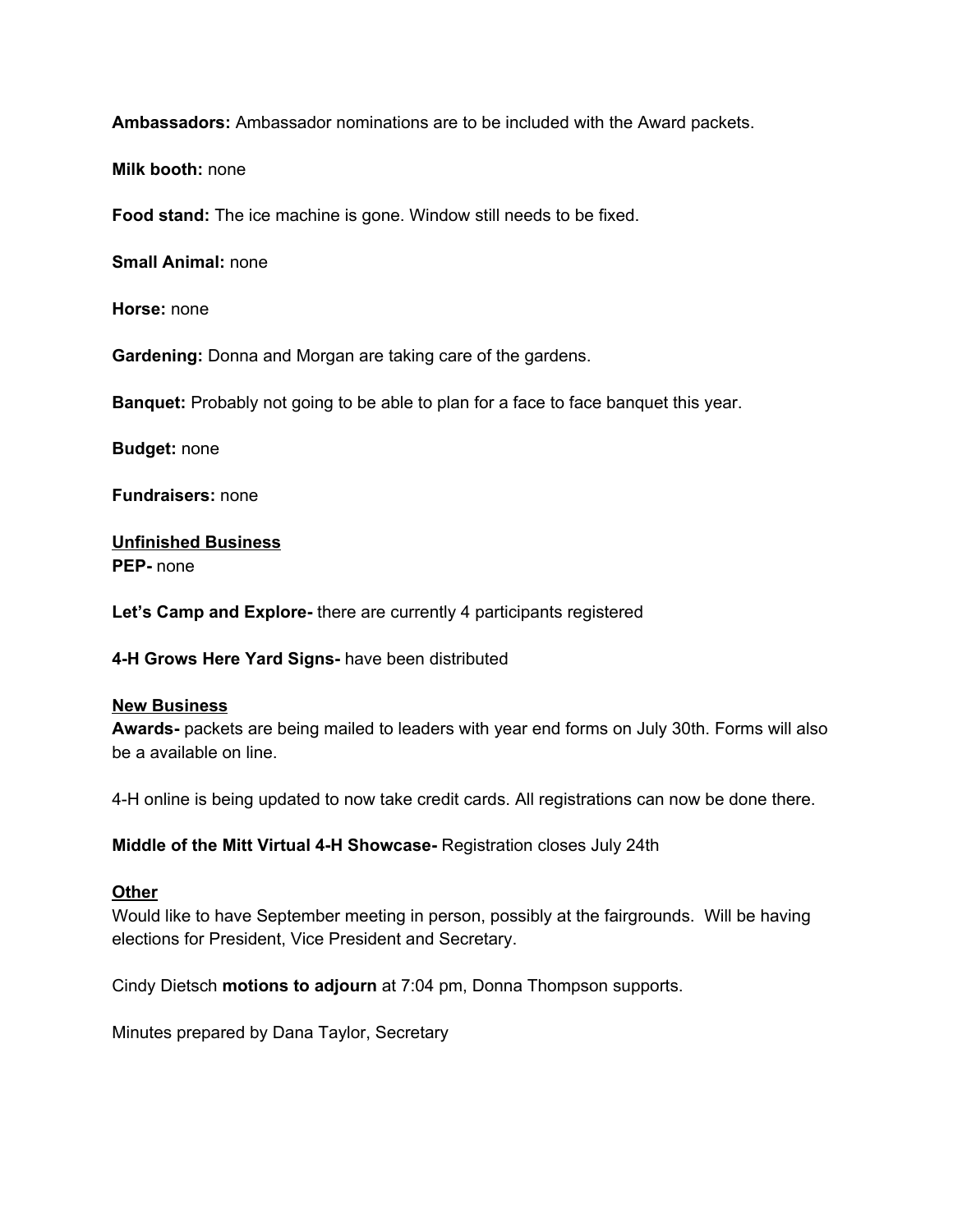**Ambassadors:** Ambassador nominations are to be included with the Award packets.

**Milk booth:** none

**Food stand:** The ice machine is gone. Window still needs to be fixed.

**Small Animal:** none

**Horse:** none

**Gardening:** Donna and Morgan are taking care of the gardens.

**Banquet:** Probably not going to be able to plan for a face to face banquet this year.

**Budget:** none

**Fundraisers:** none

**<u>Unfinished Business</u>**
**PEP-** none

**Let's Camp and Explore-** there are currently 4 participants registered

**4-H Grows Here Yard Signs-** have been distributed

**<u>New Business</u>**
**Awards-** packets are being mailed to leaders with year end forms on July 30th. Forms will also be a available on line.

4-H online is being updated to now take credit cards. All registrations can now be done there.

**Middle of the Mitt Virtual 4-H Showcase-** Registration closes July 24th

**<u>Other</u>**
Would like to have September meeting in person, possibly at the fairgrounds. Will be having elections for President, Vice President and Secretary.

Cindy Dietsch **motions to adjourn** at 7:04 pm, Donna Thompson supports.

Minutes prepared by Dana Taylor, Secretary